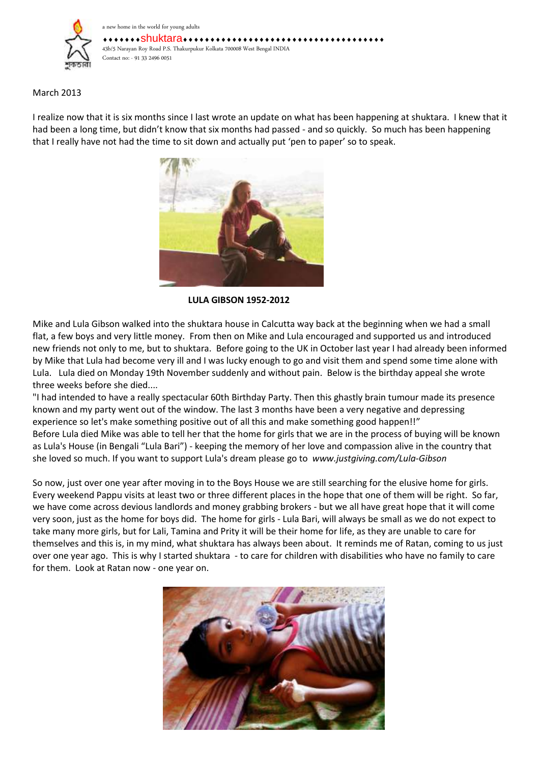a new home in the world for young adults

♦♦♦♦♦♦♦shuktara♦♦♦♦♦♦♦♦♦♦♦♦♦♦♦♦♦♦♦♦♦♦♦♦♦♦♦♦♦♦♦♦♦♦♦♦♦♦

43b/5 Narayan Roy Road P.S. Thakurpukur Kolkata 700008 West Bengal INDIA

Contact no: - 91 33 2496 0051

March 2013

I realize now that it is six months since I last wrote an update on what has been happening at shuktara. I knew that it had been a long time, but didn't know that six months had passed - and so quickly. So much has been happening that I really have not had the time to sit down and actually put 'pen to paper' so to speak.

**LULA GIBSON 1952-2012**

Mike and Lula Gibson walked into the shuktara house in Calcutta way back at the beginning when we had a small flat, a few boys and very little money. From then on Mike and Lula encouraged and supported us and introduced new friends not only to me, but to shuktara. Before going to the UK in October last year I had already been informed by Mike that Lula had become very ill and I was lucky enough to go and visit them and spend some time alone with Lula. Lula died on Monday 19th November suddenly and without pain. Below is the birthday appeal she wrote three weeks before she died....

"I had intended to have a really spectacular 60th Birthday Party. Then this ghastly brain tumour made its presence known and my party went out of the window. The last 3 months have been a very negative and depressing experience so let's make something positive out of all this and make something good happen!!"

Before Lula died Mike was able to tell her that the home for girls that we are in the process of buying will be known as Lula's House (in Bengali "Lula Bari") - keeping the memory of her love and compassion alive in the country that she loved so much. If you want to support Lula's dream please go to *www.justgiving.com/Lula-Gibson*

So now, just over one year after moving in to the Boys House we are still searching for the elusive home for girls. Every weekend Pappu visits at least two or three different places in the hope that one of them will be right. So far, we have come across devious landlords and money grabbing brokers - but we all have great hope that it will come very soon, just as the home for boys did. The home for girls - Lula Bari, will always be small as we do not expect to take many more girls, but for Lali, Tamina and Prity it will be their home for life, as they are unable to care for themselves and this is, in my mind, what shuktara has always been about. It reminds me of Ratan, coming to us just over one year ago. This is why I started shuktara - to care for children with disabilities who have no family to care for them. Look at Ratan now - one year on.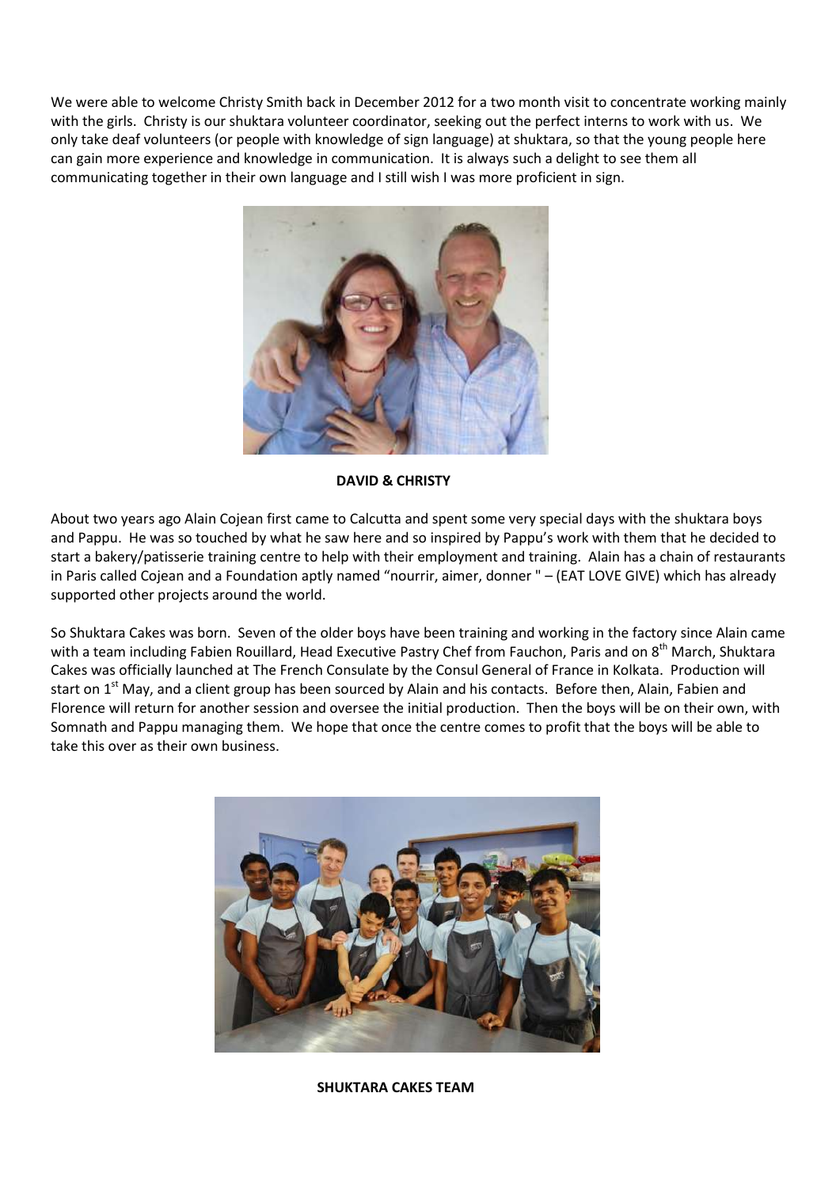We were able to welcome Christy Smith back in December 2012 for a two month visit to concentrate working mainly with the girls. Christy is our shuktara volunteer coordinator, seeking out the perfect interns to work with us. We only take deaf volunteers (or people with knowledge of sign language) at shuktara, so that the young people here can gain more experience and knowledge in communication. It is always such a delight to see them all communicating together in their own language and I still wish I was more proficient in sign.

**DAVID & CHRISTY**

About two years ago Alain Cojean first came to Calcutta and spent some very special days with the shuktara boys and Pappu. He was so touched by what he saw here and so inspired by Pappu's work with them that he decided to start a bakery/patisserie training centre to help with their employment and training. Alain has a chain of restaurants in Paris called Cojean and a Foundation aptly named "nourrir, aimer, donner " – (EAT LOVE GIVE) which has already supported other projects around the world.

So Shuktara Cakes was born. Seven of the older boys have been training and working in the factory since Alain came with a team including Fabien Rouillard, Head Executive Pastry Chef from Fauchon, Paris and on 8th March, Shuktara Cakes was officially launched at The French Consulate by the Consul General of France in Kolkata. Production will start on 1st May, and a client group has been sourced by Alain and his contacts. Before then, Alain, Fabien and Florence will return for another session and oversee the initial production. Then the boys will be on their own, with Somnath and Pappu managing them. We hope that once the centre comes to profit that the boys will be able to take this over as their own business.

**SHUKTARA CAKES TEAM**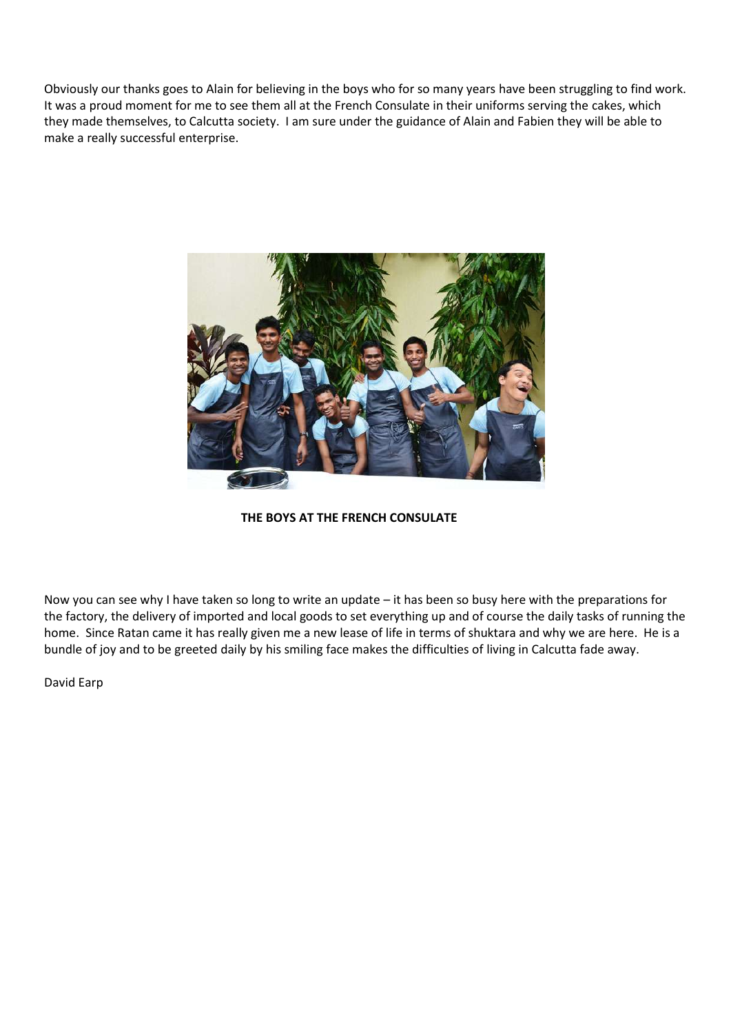Obviously our thanks goes to Alain for believing in the boys who for so many years have been struggling to find work. It was a proud moment for me to see them all at the French Consulate in their uniforms serving the cakes, which they made themselves, to Calcutta society. I am sure under the guidance of Alain and Fabien they will be able to make a really successful enterprise.

**THE BOYS AT THE FRENCH CONSULATE**

Now you can see why I have taken so long to write an update – it has been so busy here with the preparations for the factory, the delivery of imported and local goods to set everything up and of course the daily tasks of running the home. Since Ratan came it has really given me a new lease of life in terms of shuktara and why we are here. He is a bundle of joy and to be greeted daily by his smiling face makes the difficulties of living in Calcutta fade away.

David Earp